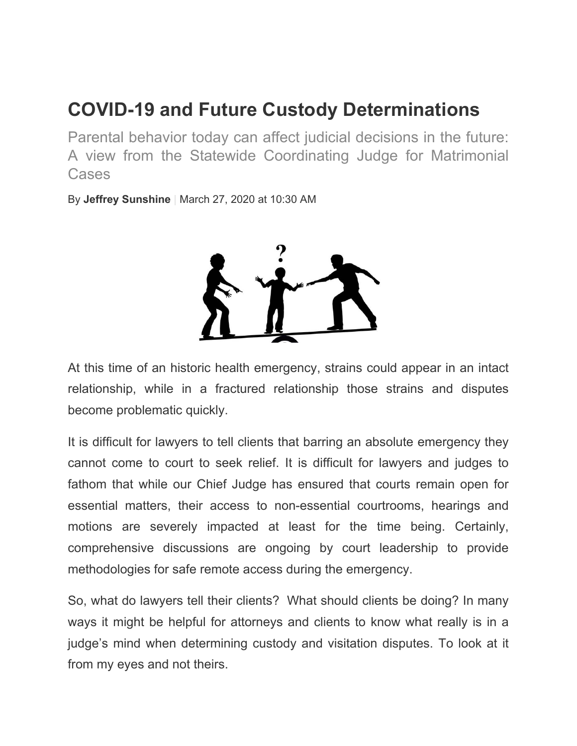# COVID-19 and Future Custody Determinations

Parental behavior today can affect judicial decisions in the future: A view from the Statewide Coordinating Judge for Matrimonial Cases

By **Jeffrey Sunshine** | March 27, 2020 at 10:30 AM

At this time of an historic health emergency, strains could appear in an intact relationship, while in a fractured relationship those strains and disputes become problematic quickly.

It is difficult for lawyers to tell clients that barring an absolute emergency they cannot come to court to seek relief. It is difficult for lawyers and judges to fathom that while our Chief Judge has ensured that courts remain open for essential matters, their access to non-essential courtrooms, hearings and motions are severely impacted at least for the time being. Certainly, comprehensive discussions are ongoing by court leadership to provide methodologies for safe remote access during the emergency.

So, what do lawyers tell their clients? What should clients be doing? In many ways it might be helpful for attorneys and clients to know what really is in a judge's mind when determining custody and visitation disputes. To look at it from my eyes and not theirs.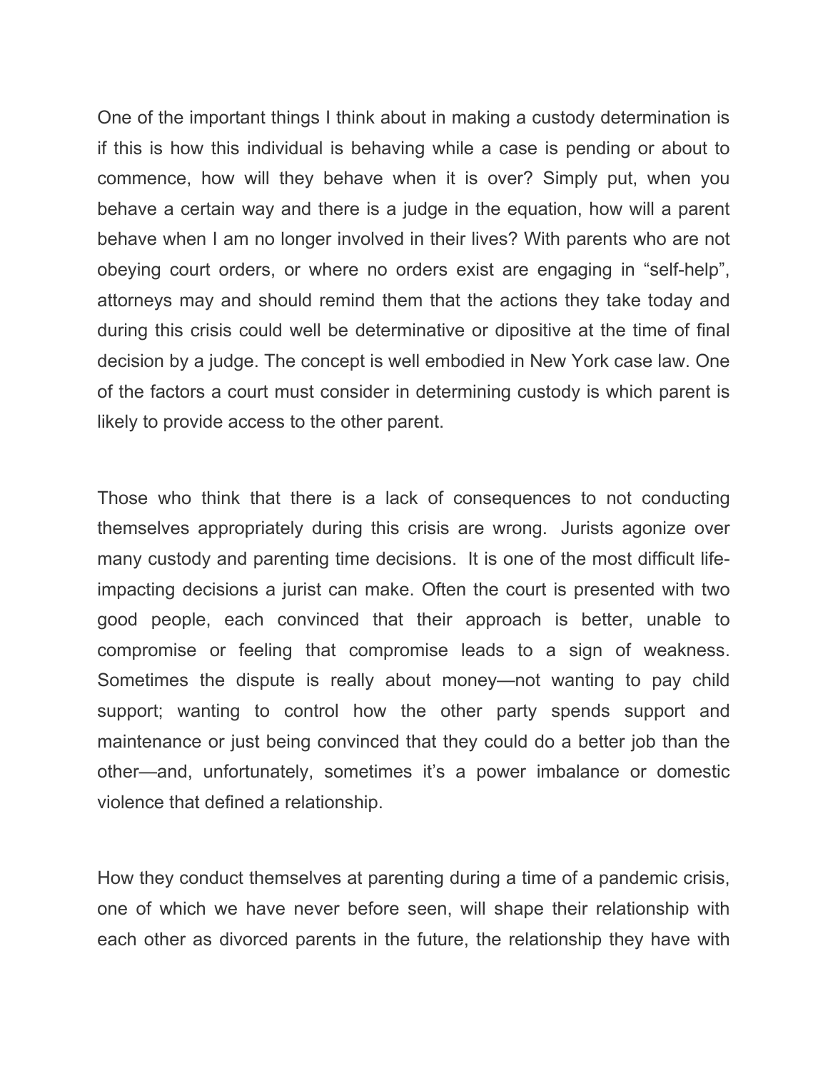One of the important things I think about in making a custody determination is if this is how this individual is behaving while a case is pending or about to commence, how will they behave when it is over? Simply put, when you behave a certain way and there is a judge in the equation, how will a parent behave when I am no longer involved in their lives? With parents who are not obeying court orders, or where no orders exist are engaging in "self-help", attorneys may and should remind them that the actions they take today and during this crisis could well be determinative or dipositive at the time of final decision by a judge. The concept is well embodied in New York case law. One of the factors a court must consider in determining custody is which parent is likely to provide access to the other parent.

Those who think that there is a lack of consequences to not conducting themselves appropriately during this crisis are wrong. Jurists agonize over many custody and parenting time decisions. It is one of the most difficult life-impacting decisions a jurist can make. Often the court is presented with two good people, each convinced that their approach is better, unable to compromise or feeling that compromise leads to a sign of weakness. Sometimes the dispute is really about money—not wanting to pay child support; wanting to control how the other party spends support and maintenance or just being convinced that they could do a better job than the other—and, unfortunately, sometimes it's a power imbalance or domestic violence that defined a relationship.

How they conduct themselves at parenting during a time of a pandemic crisis, one of which we have never before seen, will shape their relationship with each other as divorced parents in the future, the relationship they have with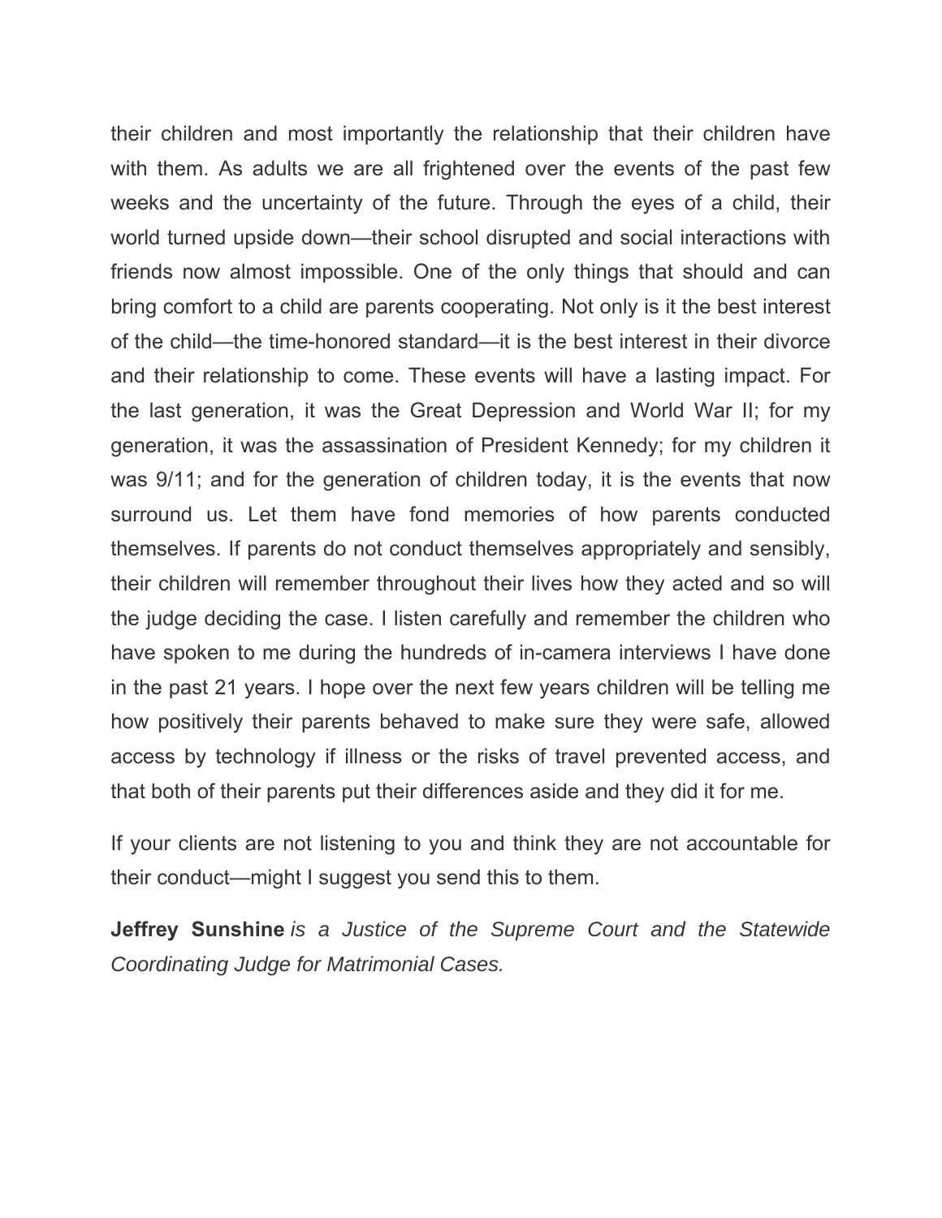their children and most importantly the relationship that their children have with them. As adults we are all frightened over the events of the past few weeks and the uncertainty of the future. Through the eyes of a child, their world turned upside down—their school disrupted and social interactions with friends now almost impossible. One of the only things that should and can bring comfort to a child are parents cooperating. Not only is it the best interest of the child—the time-honored standard—it is the best interest in their divorce and their relationship to come. These events will have a lasting impact. For the last generation, it was the Great Depression and World War II; for my generation, it was the assassination of President Kennedy; for my children it was 9/11; and for the generation of children today, it is the events that now surround us. Let them have fond memories of how parents conducted themselves. If parents do not conduct themselves appropriately and sensibly, their children will remember throughout their lives how they acted and so will the judge deciding the case. I listen carefully and remember the children who have spoken to me during the hundreds of in-camera interviews I have done in the past 21 years. I hope over the next few years children will be telling me how positively their parents behaved to make sure they were safe, allowed access by technology if illness or the risks of travel prevented access, and that both of their parents put their differences aside and they did it for me.

If your clients are not listening to you and think they are not accountable for their conduct—might I suggest you send this to them.

**Jeffrey Sunshine** *is a Justice of the Supreme Court and the Statewide Coordinating Judge for Matrimonial Cases.*